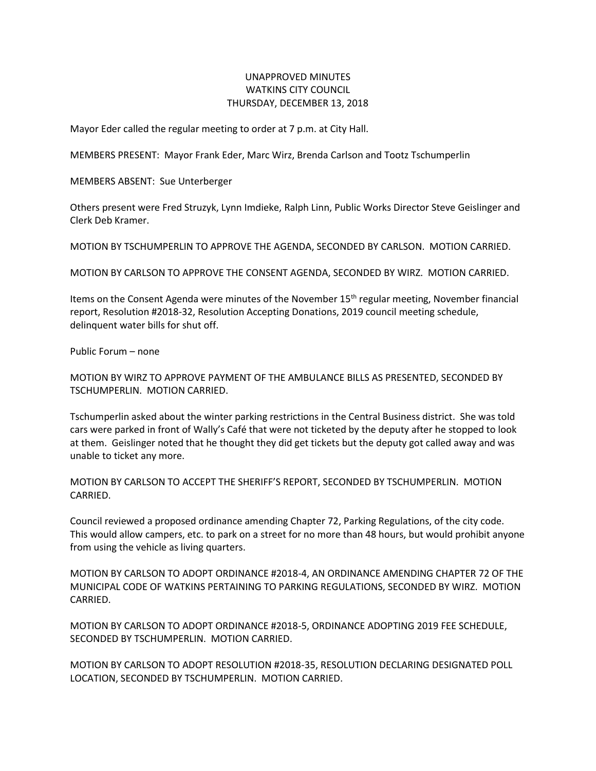# UNAPPROVED MINUTES
## WATKINS CITY COUNCIL
## THURSDAY, DECEMBER 13, 2018

Mayor Eder called the regular meeting to order at 7 p.m. at City Hall.

MEMBERS PRESENT: Mayor Frank Eder, Marc Wirz, Brenda Carlson and Tootz Tschumperlin

MEMBERS ABSENT: Sue Unterberger

Others present were Fred Struzyk, Lynn Imdieke, Ralph Linn, Public Works Director Steve Geislinger and Clerk Deb Kramer.

MOTION BY TSCHUMPERLIN TO APPROVE THE AGENDA, SECONDED BY CARLSON. MOTION CARRIED.

MOTION BY CARLSON TO APPROVE THE CONSENT AGENDA, SECONDED BY WIRZ. MOTION CARRIED.

Items on the Consent Agenda were minutes of the November 15th regular meeting, November financial report, Resolution #2018-32, Resolution Accepting Donations, 2019 council meeting schedule, delinquent water bills for shut off.

Public Forum – none

MOTION BY WIRZ TO APPROVE PAYMENT OF THE AMBULANCE BILLS AS PRESENTED, SECONDED BY TSCHUMPERLIN. MOTION CARRIED.

Tschumperlin asked about the winter parking restrictions in the Central Business district. She was told cars were parked in front of Wally's Café that were not ticketed by the deputy after he stopped to look at them. Geislinger noted that he thought they did get tickets but the deputy got called away and was unable to ticket any more.

MOTION BY CARLSON TO ACCEPT THE SHERIFF'S REPORT, SECONDED BY TSCHUMPERLIN. MOTION CARRIED.

Council reviewed a proposed ordinance amending Chapter 72, Parking Regulations, of the city code. This would allow campers, etc. to park on a street for no more than 48 hours, but would prohibit anyone from using the vehicle as living quarters.

MOTION BY CARLSON TO ADOPT ORDINANCE #2018-4, AN ORDINANCE AMENDING CHAPTER 72 OF THE MUNICIPAL CODE OF WATKINS PERTAINING TO PARKING REGULATIONS, SECONDED BY WIRZ. MOTION CARRIED.

MOTION BY CARLSON TO ADOPT ORDINANCE #2018-5, ORDINANCE ADOPTING 2019 FEE SCHEDULE, SECONDED BY TSCHUMPERLIN. MOTION CARRIED.

MOTION BY CARLSON TO ADOPT RESOLUTION #2018-35, RESOLUTION DECLARING DESIGNATED POLL LOCATION, SECONDED BY TSCHUMPERLIN. MOTION CARRIED.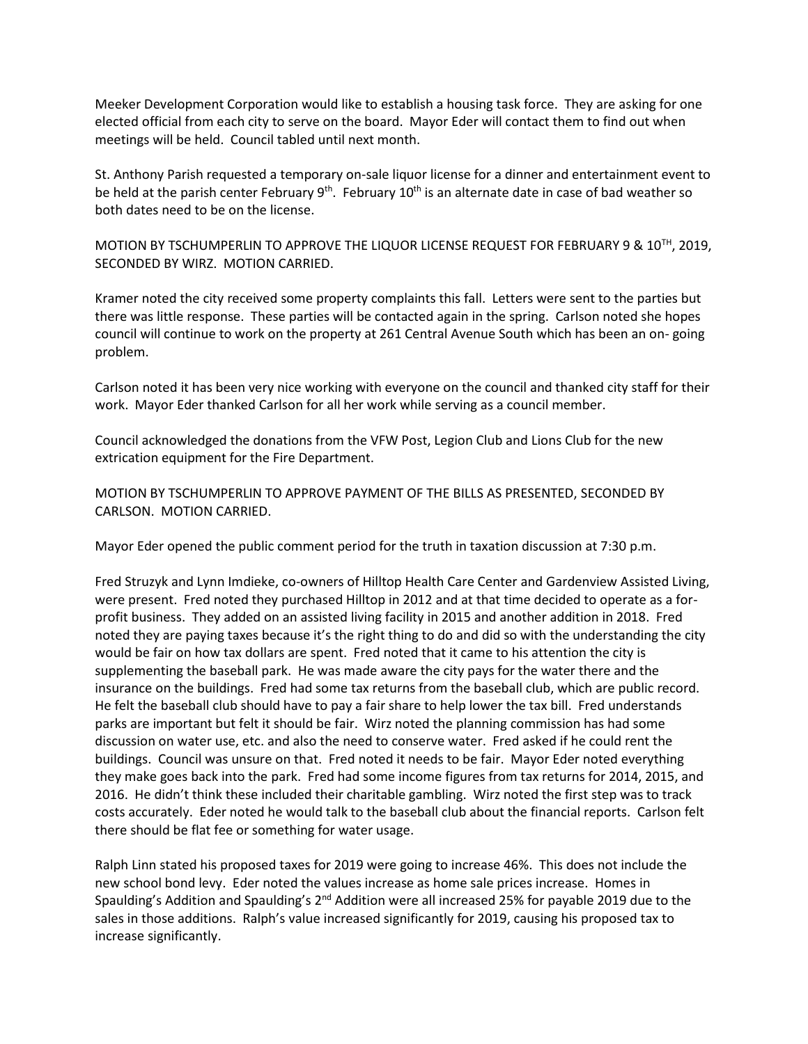Meeker Development Corporation would like to establish a housing task force. They are asking for one elected official from each city to serve on the board. Mayor Eder will contact them to find out when meetings will be held. Council tabled until next month.

St. Anthony Parish requested a temporary on-sale liquor license for a dinner and entertainment event to be held at the parish center February 9th. February 10th is an alternate date in case of bad weather so both dates need to be on the license.

MOTION BY TSCHUMPERLIN TO APPROVE THE LIQUOR LICENSE REQUEST FOR FEBRUARY 9 & 10TH, 2019, SECONDED BY WIRZ. MOTION CARRIED.

Kramer noted the city received some property complaints this fall. Letters were sent to the parties but there was little response. These parties will be contacted again in the spring. Carlson noted she hopes council will continue to work on the property at 261 Central Avenue South which has been an on- going problem.

Carlson noted it has been very nice working with everyone on the council and thanked city staff for their work. Mayor Eder thanked Carlson for all her work while serving as a council member.

Council acknowledged the donations from the VFW Post, Legion Club and Lions Club for the new extrication equipment for the Fire Department.

MOTION BY TSCHUMPERLIN TO APPROVE PAYMENT OF THE BILLS AS PRESENTED, SECONDED BY CARLSON. MOTION CARRIED.

Mayor Eder opened the public comment period for the truth in taxation discussion at 7:30 p.m.

Fred Struzyk and Lynn Imdieke, co-owners of Hilltop Health Care Center and Gardenview Assisted Living, were present. Fred noted they purchased Hilltop in 2012 and at that time decided to operate as a for-profit business. They added on an assisted living facility in 2015 and another addition in 2018. Fred noted they are paying taxes because it's the right thing to do and did so with the understanding the city would be fair on how tax dollars are spent. Fred noted that it came to his attention the city is supplementing the baseball park. He was made aware the city pays for the water there and the insurance on the buildings. Fred had some tax returns from the baseball club, which are public record. He felt the baseball club should have to pay a fair share to help lower the tax bill. Fred understands parks are important but felt it should be fair. Wirz noted the planning commission has had some discussion on water use, etc. and also the need to conserve water. Fred asked if he could rent the buildings. Council was unsure on that. Fred noted it needs to be fair. Mayor Eder noted everything they make goes back into the park. Fred had some income figures from tax returns for 2014, 2015, and 2016. He didn't think these included their charitable gambling. Wirz noted the first step was to track costs accurately. Eder noted he would talk to the baseball club about the financial reports. Carlson felt there should be flat fee or something for water usage.

Ralph Linn stated his proposed taxes for 2019 were going to increase 46%. This does not include the new school bond levy. Eder noted the values increase as home sale prices increase. Homes in Spaulding's Addition and Spaulding's 2nd Addition were all increased 25% for payable 2019 due to the sales in those additions. Ralph's value increased significantly for 2019, causing his proposed tax to increase significantly.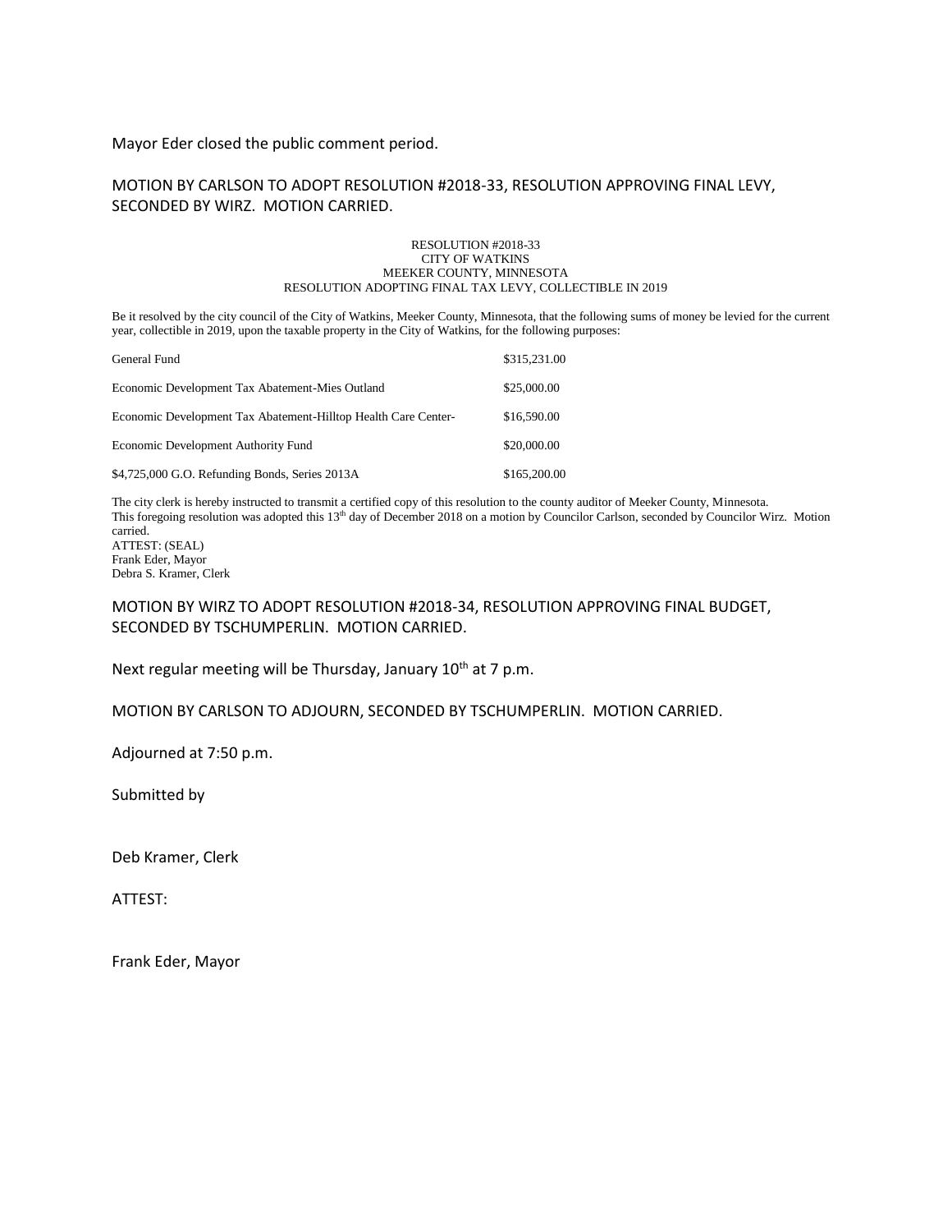Mayor Eder closed the public comment period.

MOTION BY CARLSON TO ADOPT RESOLUTION #2018-33, RESOLUTION APPROVING FINAL LEVY, SECONDED BY WIRZ. MOTION CARRIED.

RESOLUTION #2018-33
CITY OF WATKINS
MEEKER COUNTY, MINNESOTA
RESOLUTION ADOPTING FINAL TAX LEVY, COLLECTIBLE IN 2019

Be it resolved by the city council of the City of Watkins, Meeker County, Minnesota, that the following sums of money be levied for the current year, collectible in 2019, upon the taxable property in the City of Watkins, for the following purposes:

| | |
|---|---|
| General Fund | $315,231.00 |
| Economic Development Tax Abatement-Mies Outland | $25,000.00 |
| Economic Development Tax Abatement-Hilltop Health Care Center- | $16,590.00 |
| Economic Development Authority Fund | $20,000.00 |
| $4,725,000 G.O. Refunding Bonds, Series 2013A | $165,200.00 |

The city clerk is hereby instructed to transmit a certified copy of this resolution to the county auditor of Meeker County, Minnesota.
This foregoing resolution was adopted this 13th day of December 2018 on a motion by Councilor Carlson, seconded by Councilor Wirz. Motion carried.
ATTEST: (SEAL)
Frank Eder, Mayor
Debra S. Kramer, Clerk

MOTION BY WIRZ TO ADOPT RESOLUTION #2018-34, RESOLUTION APPROVING FINAL BUDGET, SECONDED BY TSCHUMPERLIN. MOTION CARRIED.

Next regular meeting will be Thursday, January 10th at 7 p.m.

MOTION BY CARLSON TO ADJOURN, SECONDED BY TSCHUMPERLIN. MOTION CARRIED.

Adjourned at 7:50 p.m.

Submitted by

Deb Kramer, Clerk

ATTEST:

Frank Eder, Mayor